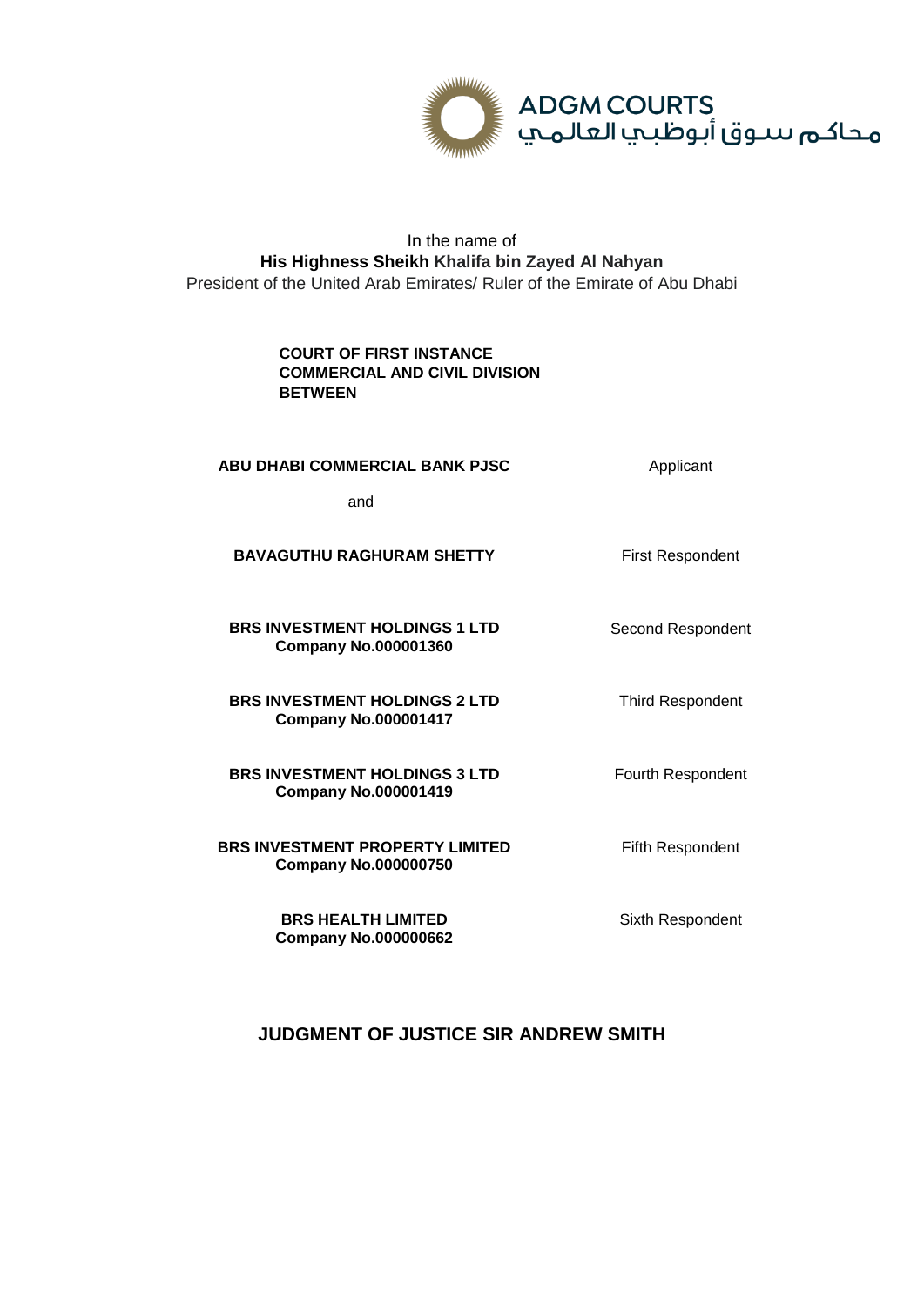ADGM COURTS
محاكم سوق أبوظبي العالمي

In the name of
**His Highness Sheikh Khalifa bin Zayed Al Nahyan**
President of the United Arab Emirates/ Ruler of the Emirate of Abu Dhabi

**COURT OF FIRST INSTANCE**
**COMMERCIAL AND CIVIL DIVISION**
**BETWEEN**

| | |
|---|---|
| **ABU DHABI COMMERCIAL BANK PJSC** | Applicant |
| and | |
| **BAVAGUTHU RAGHURAM SHETTY** | First Respondent |
| **BRS INVESTMENT HOLDINGS 1 LTD**<br>**Company No.000001360** | Second Respondent |
| **BRS INVESTMENT HOLDINGS 2 LTD**<br>**Company No.000001417** | Third Respondent |
| **BRS INVESTMENT HOLDINGS 3 LTD**<br>**Company No.000001419** | Fourth Respondent |
| **BRS INVESTMENT PROPERTY LIMITED**<br>**Company No.000000750** | Fifth Respondent |
| **BRS HEALTH LIMITED**<br>**Company No.000000662** | Sixth Respondent |

## JUDGMENT OF JUSTICE SIR ANDREW SMITH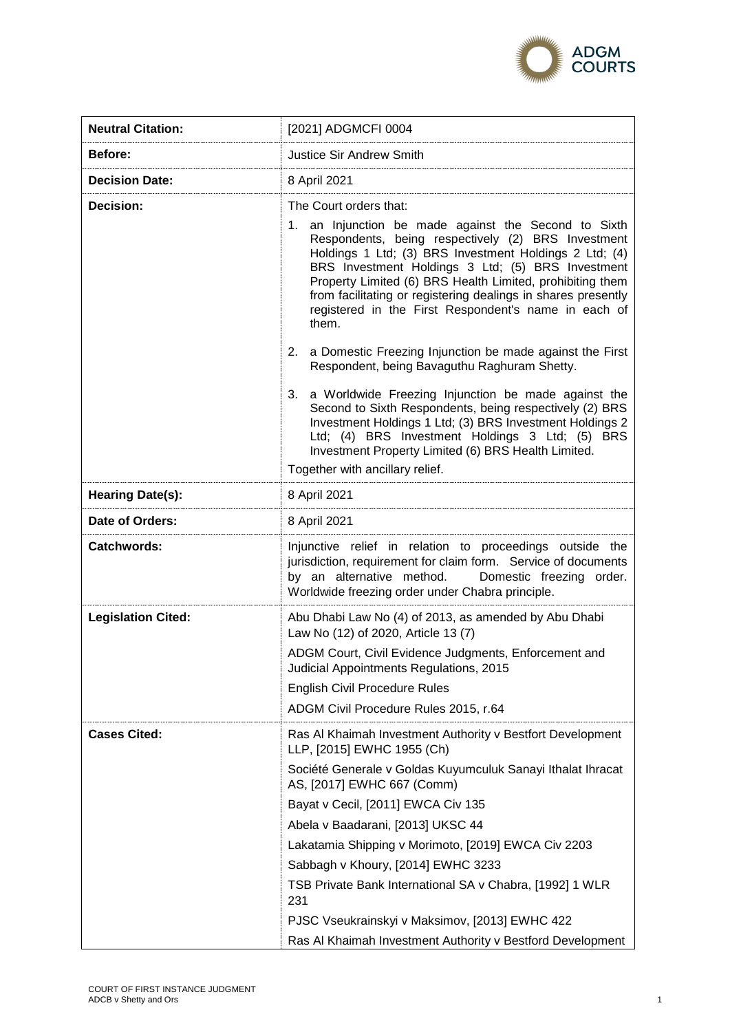| **Neutral Citation:** | [2021] ADGMCFI 0004 |
| --- | --- |
| **Before:** | Justice Sir Andrew Smith |
| **Decision Date:** | 8 April 2021 |
| **Decision:** | The Court orders that:<br><br>1. an Injunction be made against the Second to Sixth Respondents, being respectively (2) BRS Investment Holdings 1 Ltd; (3) BRS Investment Holdings 2 Ltd; (4) BRS Investment Holdings 3 Ltd; (5) BRS Investment Property Limited (6) BRS Health Limited, prohibiting them from facilitating or registering dealings in shares presently registered in the First Respondent's name in each of them.<br><br>2. a Domestic Freezing Injunction be made against the First Respondent, being Bavaguthu Raghuram Shetty.<br><br>3. a Worldwide Freezing Injunction be made against the Second to Sixth Respondents, being respectively (2) BRS Investment Holdings 1 Ltd; (3) BRS Investment Holdings 2 Ltd; (4) BRS Investment Holdings 3 Ltd; (5) BRS Investment Property Limited (6) BRS Health Limited.<br><br>Together with ancillary relief. |
| **Hearing Date(s):** | 8 April 2021 |
| **Date of Orders:** | 8 April 2021 |
| **Catchwords:** | Injunctive relief in relation to proceedings outside the jurisdiction, requirement for claim form. Service of documents by an alternative method. Domestic freezing order. Worldwide freezing order under Chabra principle. |
| **Legislation Cited:** | Abu Dhabi Law No (4) of 2013, as amended by Abu Dhabi Law No (12) of 2020, Article 13 (7)<br><br>ADGM Court, Civil Evidence Judgments, Enforcement and Judicial Appointments Regulations, 2015<br><br>English Civil Procedure Rules<br><br>ADGM Civil Procedure Rules 2015, r.64 |
| **Cases Cited:** | Ras Al Khaimah Investment Authority v Bestfort Development LLP, [2015] EWHC 1955 (Ch)<br><br>Société Generale v Goldas Kuyumculuk Sanayi Ithalat Ihracat AS, [2017] EWHC 667 (Comm)<br><br>Bayat v Cecil, [2011] EWCA Civ 135<br><br>Abela v Baadarani, [2013] UKSC 44<br><br>Lakatamia Shipping v Morimoto, [2019] EWCA Civ 2203<br><br>Sabbagh v Khoury, [2014] EWHC 3233<br><br>TSB Private Bank International SA v Chabra, [1992] 1 WLR 231<br><br>PJSC Vseukrainskyi v Maksimov, [2013] EWHC 422<br><br>Ras Al Khaimah Investment Authority v Bestford Development |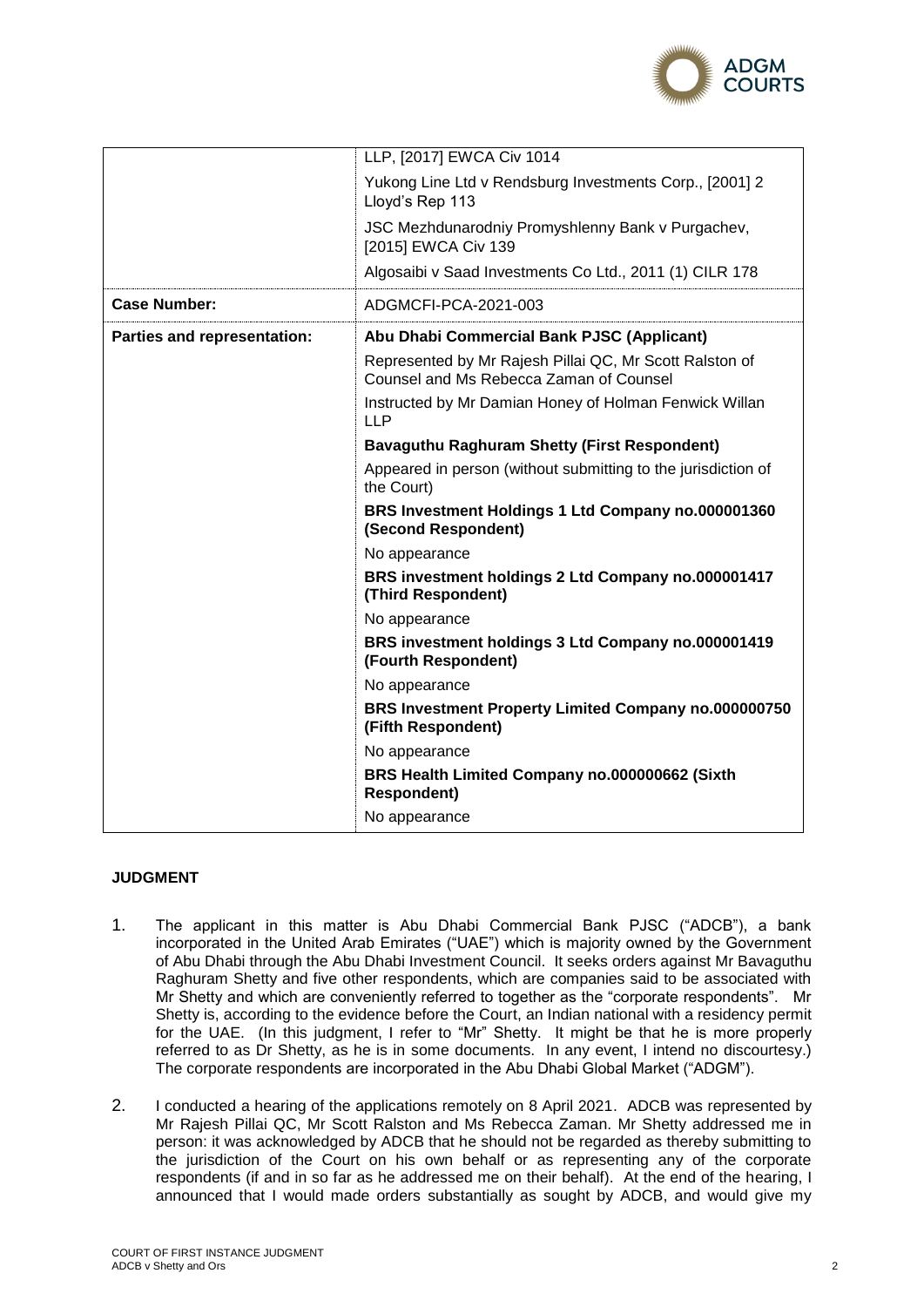|  | LLP, [2017] EWCA Civ 1014 |
| --- | --- |
|  | Yukong Line Ltd v Rendsburg Investments Corp., [2001] 2 Lloyd's Rep 113 |
|  | JSC Mezhdunarodniy Promyshlenny Bank v Purgachev, [2015] EWCA Civ 139 |
|  | Algosaibi v Saad Investments Co Ltd., 2011 (1) CILR 178 |
| **Case Number:** | ADGMCFI-PCA-2021-003 |
| **Parties and representation:** | **Abu Dhabi Commercial Bank PJSC (Applicant)** |
|  | Represented by Mr Rajesh Pillai QC, Mr Scott Ralston of Counsel and Ms Rebecca Zaman of Counsel |
|  | Instructed by Mr Damian Honey of Holman Fenwick Willan LLP |
|  | **Bavaguthu Raghuram Shetty (First Respondent)** |
|  | Appeared in person (without submitting to the jurisdiction of the Court) |
|  | **BRS Investment Holdings 1 Ltd Company no.000001360 (Second Respondent)** |
|  | No appearance |
|  | **BRS investment holdings 2 Ltd Company no.000001417 (Third Respondent)** |
|  | No appearance |
|  | **BRS investment holdings 3 Ltd Company no.000001419 (Fourth Respondent)** |
|  | No appearance |
|  | **BRS Investment Property Limited Company no.000000750 (Fifth Respondent)** |
|  | No appearance |
|  | **BRS Health Limited Company no.000000662 (Sixth Respondent)** |
|  | No appearance |

## JUDGMENT

1. The applicant in this matter is Abu Dhabi Commercial Bank PJSC ("ADCB"), a bank incorporated in the United Arab Emirates ("UAE") which is majority owned by the Government of Abu Dhabi through the Abu Dhabi Investment Council. It seeks orders against Mr Bavaguthu Raghuram Shetty and five other respondents, which are companies said to be associated with Mr Shetty and which are conveniently referred to together as the "corporate respondents". Mr Shetty is, according to the evidence before the Court, an Indian national with a residency permit for the UAE. (In this judgment, I refer to "Mr" Shetty. It might be that he is more properly referred to as Dr Shetty, as he is in some documents. In any event, I intend no discourtesy.) The corporate respondents are incorporated in the Abu Dhabi Global Market ("ADGM").

2. I conducted a hearing of the applications remotely on 8 April 2021. ADCB was represented by Mr Rajesh Pillai QC, Mr Scott Ralston and Ms Rebecca Zaman. Mr Shetty addressed me in person: it was acknowledged by ADCB that he should not be regarded as thereby submitting to the jurisdiction of the Court on his own behalf or as representing any of the corporate respondents (if and in so far as he addressed me on their behalf). At the end of the hearing, I announced that I would made orders substantially as sought by ADCB, and would give my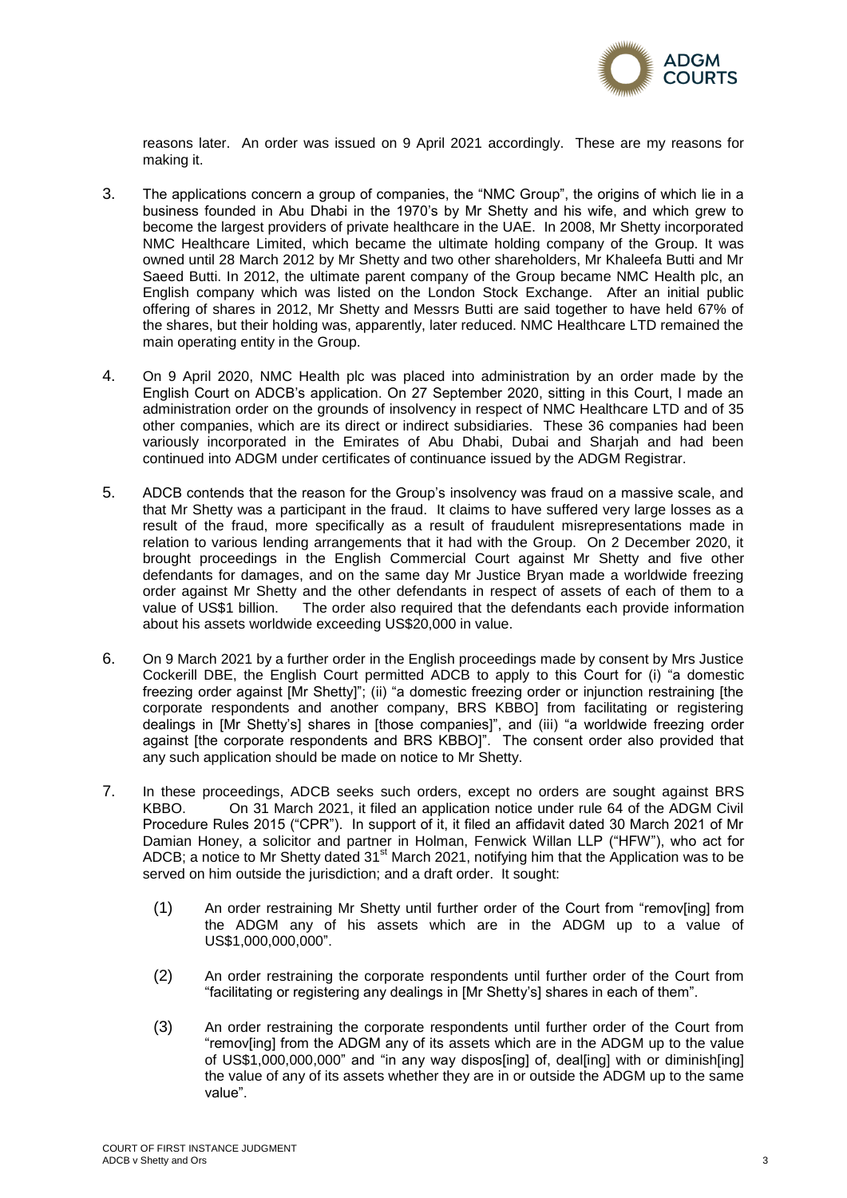reasons later. An order was issued on 9 April 2021 accordingly. These are my reasons for making it.

3. The applications concern a group of companies, the "NMC Group", the origins of which lie in a business founded in Abu Dhabi in the 1970's by Mr Shetty and his wife, and which grew to become the largest providers of private healthcare in the UAE. In 2008, Mr Shetty incorporated NMC Healthcare Limited, which became the ultimate holding company of the Group. It was owned until 28 March 2012 by Mr Shetty and two other shareholders, Mr Khaleefa Butti and Mr Saeed Butti. In 2012, the ultimate parent company of the Group became NMC Health plc, an English company which was listed on the London Stock Exchange. After an initial public offering of shares in 2012, Mr Shetty and Messrs Butti are said together to have held 67% of the shares, but their holding was, apparently, later reduced. NMC Healthcare LTD remained the main operating entity in the Group.

4. On 9 April 2020, NMC Health plc was placed into administration by an order made by the English Court on ADCB's application. On 27 September 2020, sitting in this Court, I made an administration order on the grounds of insolvency in respect of NMC Healthcare LTD and of 35 other companies, which are its direct or indirect subsidiaries. These 36 companies had been variously incorporated in the Emirates of Abu Dhabi, Dubai and Sharjah and had been continued into ADGM under certificates of continuance issued by the ADGM Registrar.

5. ADCB contends that the reason for the Group's insolvency was fraud on a massive scale, and that Mr Shetty was a participant in the fraud. It claims to have suffered very large losses as a result of the fraud, more specifically as a result of fraudulent misrepresentations made in relation to various lending arrangements that it had with the Group. On 2 December 2020, it brought proceedings in the English Commercial Court against Mr Shetty and five other defendants for damages, and on the same day Mr Justice Bryan made a worldwide freezing order against Mr Shetty and the other defendants in respect of assets of each of them to a value of US$1 billion. The order also required that the defendants each provide information about his assets worldwide exceeding US$20,000 in value.

6. On 9 March 2021 by a further order in the English proceedings made by consent by Mrs Justice Cockerill DBE, the English Court permitted ADCB to apply to this Court for (i) "a domestic freezing order against [Mr Shetty]"; (ii) "a domestic freezing order or injunction restraining [the corporate respondents and another company, BRS KBBO] from facilitating or registering dealings in [Mr Shetty's] shares in [those companies]", and (iii) "a worldwide freezing order against [the corporate respondents and BRS KBBO]". The consent order also provided that any such application should be made on notice to Mr Shetty.

7. In these proceedings, ADCB seeks such orders, except no orders are sought against BRS KBBO. On 31 March 2021, it filed an application notice under rule 64 of the ADGM Civil Procedure Rules 2015 ("CPR"). In support of it, it filed an affidavit dated 30 March 2021 of Mr Damian Honey, a solicitor and partner in Holman, Fenwick Willan LLP ("HFW"), who act for ADCB; a notice to Mr Shetty dated 31st March 2021, notifying him that the Application was to be served on him outside the jurisdiction; and a draft order. It sought:

   (1) An order restraining Mr Shetty until further order of the Court from "remov[ing] from the ADGM any of his assets which are in the ADGM up to a value of US$1,000,000,000".

   (2) An order restraining the corporate respondents until further order of the Court from "facilitating or registering any dealings in [Mr Shetty's] shares in each of them".

   (3) An order restraining the corporate respondents until further order of the Court from "remov[ing] from the ADGM any of its assets which are in the ADGM up to the value of US$1,000,000,000" and "in any way dispos[ing] of, deal[ing] with or diminish[ing] the value of any of its assets whether they are in or outside the ADGM up to the same value".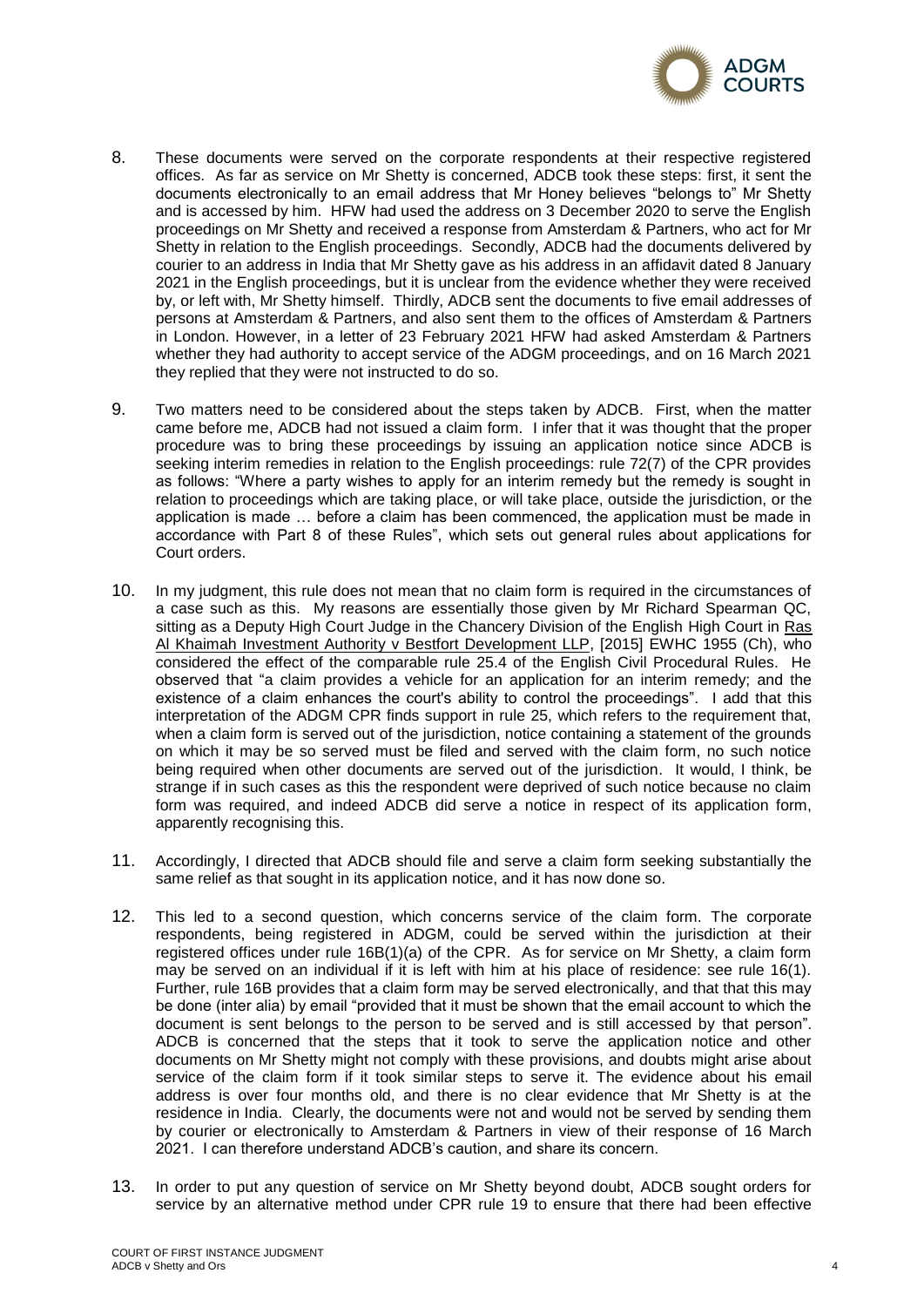8. These documents were served on the corporate respondents at their respective registered offices. As far as service on Mr Shetty is concerned, ADCB took these steps: first, it sent the documents electronically to an email address that Mr Honey believes "belongs to" Mr Shetty and is accessed by him. HFW had used the address on 3 December 2020 to serve the English proceedings on Mr Shetty and received a response from Amsterdam & Partners, who act for Mr Shetty in relation to the English proceedings. Secondly, ADCB had the documents delivered by courier to an address in India that Mr Shetty gave as his address in an affidavit dated 8 January 2021 in the English proceedings, but it is unclear from the evidence whether they were received by, or left with, Mr Shetty himself. Thirdly, ADCB sent the documents to five email addresses of persons at Amsterdam & Partners, and also sent them to the offices of Amsterdam & Partners in London. However, in a letter of 23 February 2021 HFW had asked Amsterdam & Partners whether they had authority to accept service of the ADGM proceedings, and on 16 March 2021 they replied that they were not instructed to do so.

9. Two matters need to be considered about the steps taken by ADCB. First, when the matter came before me, ADCB had not issued a claim form. I infer that it was thought that the proper procedure was to bring these proceedings by issuing an application notice since ADCB is seeking interim remedies in relation to the English proceedings: rule 72(7) of the CPR provides as follows: "Where a party wishes to apply for an interim remedy but the remedy is sought in relation to proceedings which are taking place, or will take place, outside the jurisdiction, or the application is made … before a claim has been commenced, the application must be made in accordance with Part 8 of these Rules", which sets out general rules about applications for Court orders.

10. In my judgment, this rule does not mean that no claim form is required in the circumstances of a case such as this. My reasons are essentially those given by Mr Richard Spearman QC, sitting as a Deputy High Court Judge in the Chancery Division of the English High Court in Ras Al Khaimah Investment Authority v Bestfort Development LLP, [2015] EWHC 1955 (Ch), who considered the effect of the comparable rule 25.4 of the English Civil Procedural Rules. He observed that "a claim provides a vehicle for an application for an interim remedy; and the existence of a claim enhances the court's ability to control the proceedings". I add that this interpretation of the ADGM CPR finds support in rule 25, which refers to the requirement that, when a claim form is served out of the jurisdiction, notice containing a statement of the grounds on which it may be so served must be filed and served with the claim form, no such notice being required when other documents are served out of the jurisdiction. It would, I think, be strange if in such cases as this the respondent were deprived of such notice because no claim form was required, and indeed ADCB did serve a notice in respect of its application form, apparently recognising this.

11. Accordingly, I directed that ADCB should file and serve a claim form seeking substantially the same relief as that sought in its application notice, and it has now done so.

12. This led to a second question, which concerns service of the claim form. The corporate respondents, being registered in ADGM, could be served within the jurisdiction at their registered offices under rule 16B(1)(a) of the CPR. As for service on Mr Shetty, a claim form may be served on an individual if it is left with him at his place of residence: see rule 16(1). Further, rule 16B provides that a claim form may be served electronically, and that that this may be done (inter alia) by email "provided that it must be shown that the email account to which the document is sent belongs to the person to be served and is still accessed by that person". ADCB is concerned that the steps that it took to serve the application notice and other documents on Mr Shetty might not comply with these provisions, and doubts might arise about service of the claim form if it took similar steps to serve it. The evidence about his email address is over four months old, and there is no clear evidence that Mr Shetty is at the residence in India. Clearly, the documents were not and would not be served by sending them by courier or electronically to Amsterdam & Partners in view of their response of 16 March 2021. I can therefore understand ADCB's caution, and share its concern.

13. In order to put any question of service on Mr Shetty beyond doubt, ADCB sought orders for service by an alternative method under CPR rule 19 to ensure that there had been effective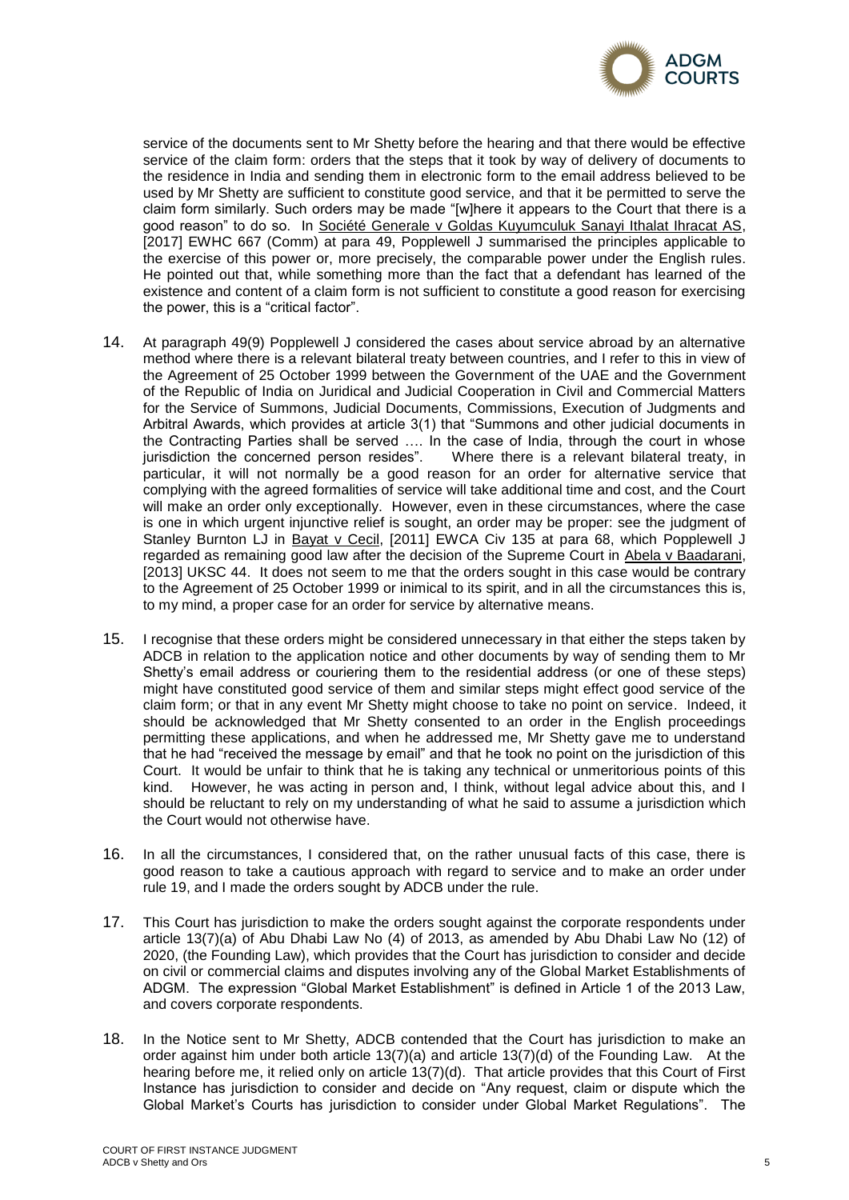service of the documents sent to Mr Shetty before the hearing and that there would be effective service of the claim form: orders that the steps that it took by way of delivery of documents to the residence in India and sending them in electronic form to the email address believed to be used by Mr Shetty are sufficient to constitute good service, and that it be permitted to serve the claim form similarly. Such orders may be made "[w]here it appears to the Court that there is a good reason" to do so. In Société Generale v Goldas Kuyumculuk Sanayi Ithalat Ihracat AS, [2017] EWHC 667 (Comm) at para 49, Popplewell J summarised the principles applicable to the exercise of this power or, more precisely, the comparable power under the English rules. He pointed out that, while something more than the fact that a defendant has learned of the existence and content of a claim form is not sufficient to constitute a good reason for exercising the power, this is a "critical factor".

14. At paragraph 49(9) Popplewell J considered the cases about service abroad by an alternative method where there is a relevant bilateral treaty between countries, and I refer to this in view of the Agreement of 25 October 1999 between the Government of the UAE and the Government of the Republic of India on Juridical and Judicial Cooperation in Civil and Commercial Matters for the Service of Summons, Judicial Documents, Commissions, Execution of Judgments and Arbitral Awards, which provides at article 3(1) that "Summons and other judicial documents in the Contracting Parties shall be served …. In the case of India, through the court in whose jurisdiction the concerned person resides". Where there is a relevant bilateral treaty, in particular, it will not normally be a good reason for an order for alternative service that complying with the agreed formalities of service will take additional time and cost, and the Court will make an order only exceptionally. However, even in these circumstances, where the case is one in which urgent injunctive relief is sought, an order may be proper: see the judgment of Stanley Burnton LJ in Bayat v Cecil, [2011] EWCA Civ 135 at para 68, which Popplewell J regarded as remaining good law after the decision of the Supreme Court in Abela v Baadarani, [2013] UKSC 44. It does not seem to me that the orders sought in this case would be contrary to the Agreement of 25 October 1999 or inimical to its spirit, and in all the circumstances this is, to my mind, a proper case for an order for service by alternative means.

15. I recognise that these orders might be considered unnecessary in that either the steps taken by ADCB in relation to the application notice and other documents by way of sending them to Mr Shetty's email address or couriering them to the residential address (or one of these steps) might have constituted good service of them and similar steps might effect good service of the claim form; or that in any event Mr Shetty might choose to take no point on service. Indeed, it should be acknowledged that Mr Shetty consented to an order in the English proceedings permitting these applications, and when he addressed me, Mr Shetty gave me to understand that he had "received the message by email" and that he took no point on the jurisdiction of this Court. It would be unfair to think that he is taking any technical or unmeritorious points of this kind. However, he was acting in person and, I think, without legal advice about this, and I should be reluctant to rely on my understanding of what he said to assume a jurisdiction which the Court would not otherwise have.

16. In all the circumstances, I considered that, on the rather unusual facts of this case, there is good reason to take a cautious approach with regard to service and to make an order under rule 19, and I made the orders sought by ADCB under the rule.

17. This Court has jurisdiction to make the orders sought against the corporate respondents under article 13(7)(a) of Abu Dhabi Law No (4) of 2013, as amended by Abu Dhabi Law No (12) of 2020, (the Founding Law), which provides that the Court has jurisdiction to consider and decide on civil or commercial claims and disputes involving any of the Global Market Establishments of ADGM. The expression "Global Market Establishment" is defined in Article 1 of the 2013 Law, and covers corporate respondents.

18. In the Notice sent to Mr Shetty, ADCB contended that the Court has jurisdiction to make an order against him under both article 13(7)(a) and article 13(7)(d) of the Founding Law. At the hearing before me, it relied only on article 13(7)(d). That article provides that this Court of First Instance has jurisdiction to consider and decide on "Any request, claim or dispute which the Global Market's Courts has jurisdiction to consider under Global Market Regulations". The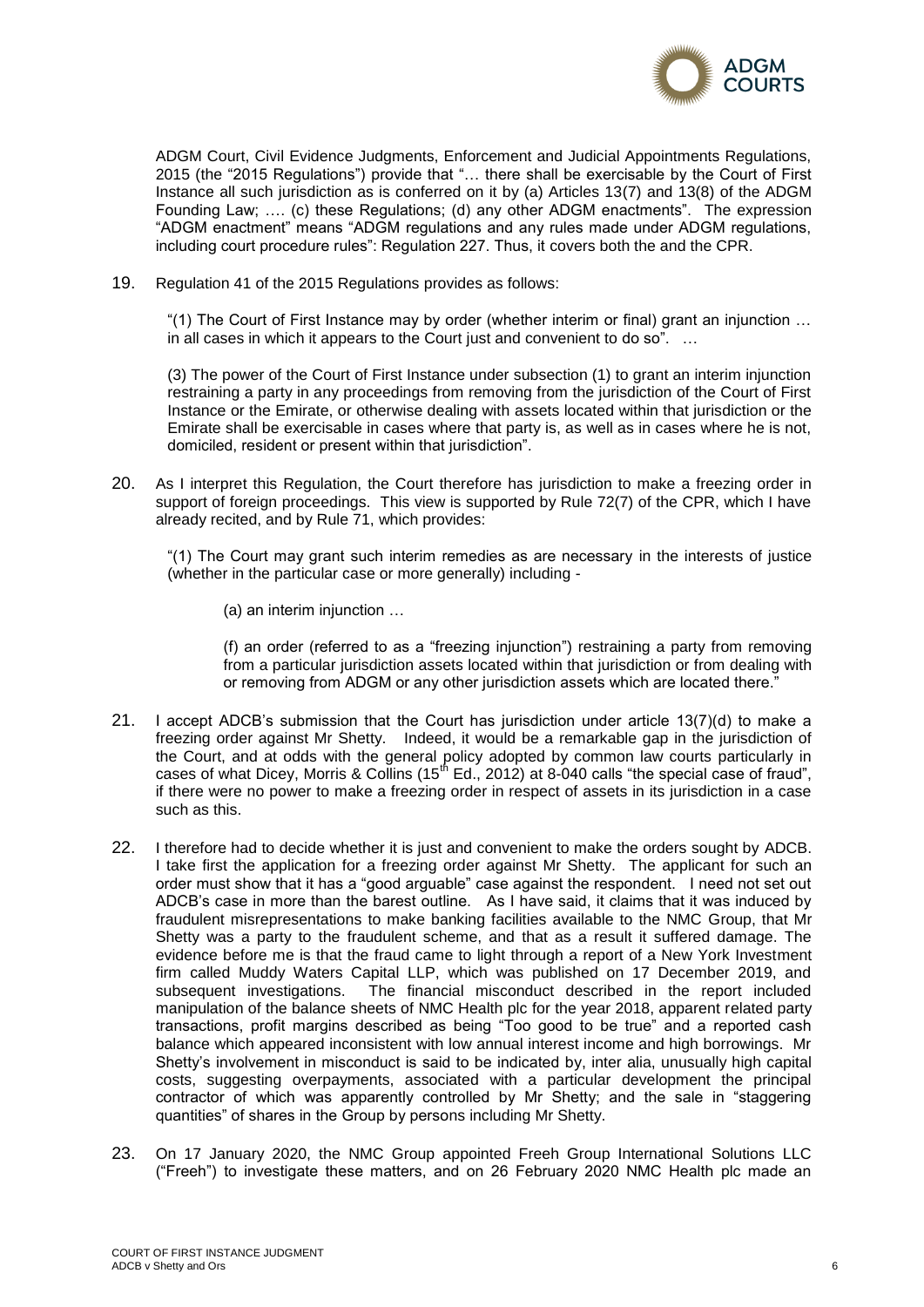ADGM Court, Civil Evidence Judgments, Enforcement and Judicial Appointments Regulations, 2015 (the "2015 Regulations") provide that "… there shall be exercisable by the Court of First Instance all such jurisdiction as is conferred on it by (a) Articles 13(7) and 13(8) of the ADGM Founding Law; …. (c) these Regulations; (d) any other ADGM enactments". The expression "ADGM enactment" means "ADGM regulations and any rules made under ADGM regulations, including court procedure rules": Regulation 227. Thus, it covers both the and the CPR.

19. Regulation 41 of the 2015 Regulations provides as follows:

"(1) The Court of First Instance may by order (whether interim or final) grant an injunction … in all cases in which it appears to the Court just and convenient to do so". …

(3) The power of the Court of First Instance under subsection (1) to grant an interim injunction restraining a party in any proceedings from removing from the jurisdiction of the Court of First Instance or the Emirate, or otherwise dealing with assets located within that jurisdiction or the Emirate shall be exercisable in cases where that party is, as well as in cases where he is not, domiciled, resident or present within that jurisdiction".

20. As I interpret this Regulation, the Court therefore has jurisdiction to make a freezing order in support of foreign proceedings. This view is supported by Rule 72(7) of the CPR, which I have already recited, and by Rule 71, which provides:

"(1) The Court may grant such interim remedies as are necessary in the interests of justice (whether in the particular case or more generally) including -

(a) an interim injunction …

(f) an order (referred to as a "freezing injunction") restraining a party from removing from a particular jurisdiction assets located within that jurisdiction or from dealing with or removing from ADGM or any other jurisdiction assets which are located there."

21. I accept ADCB's submission that the Court has jurisdiction under article 13(7)(d) to make a freezing order against Mr Shetty. Indeed, it would be a remarkable gap in the jurisdiction of the Court, and at odds with the general policy adopted by common law courts particularly in cases of what Dicey, Morris & Collins (15th Ed., 2012) at 8-040 calls "the special case of fraud", if there were no power to make a freezing order in respect of assets in its jurisdiction in a case such as this.

22. I therefore had to decide whether it is just and convenient to make the orders sought by ADCB. I take first the application for a freezing order against Mr Shetty. The applicant for such an order must show that it has a "good arguable" case against the respondent. I need not set out ADCB's case in more than the barest outline. As I have said, it claims that it was induced by fraudulent misrepresentations to make banking facilities available to the NMC Group, that Mr Shetty was a party to the fraudulent scheme, and that as a result it suffered damage. The evidence before me is that the fraud came to light through a report of a New York Investment firm called Muddy Waters Capital LLP, which was published on 17 December 2019, and subsequent investigations. The financial misconduct described in the report included manipulation of the balance sheets of NMC Health plc for the year 2018, apparent related party transactions, profit margins described as being "Too good to be true" and a reported cash balance which appeared inconsistent with low annual interest income and high borrowings. Mr Shetty's involvement in misconduct is said to be indicated by, inter alia, unusually high capital costs, suggesting overpayments, associated with a particular development the principal contractor of which was apparently controlled by Mr Shetty; and the sale in "staggering quantities" of shares in the Group by persons including Mr Shetty.

23. On 17 January 2020, the NMC Group appointed Freeh Group International Solutions LLC ("Freeh") to investigate these matters, and on 26 February 2020 NMC Health plc made an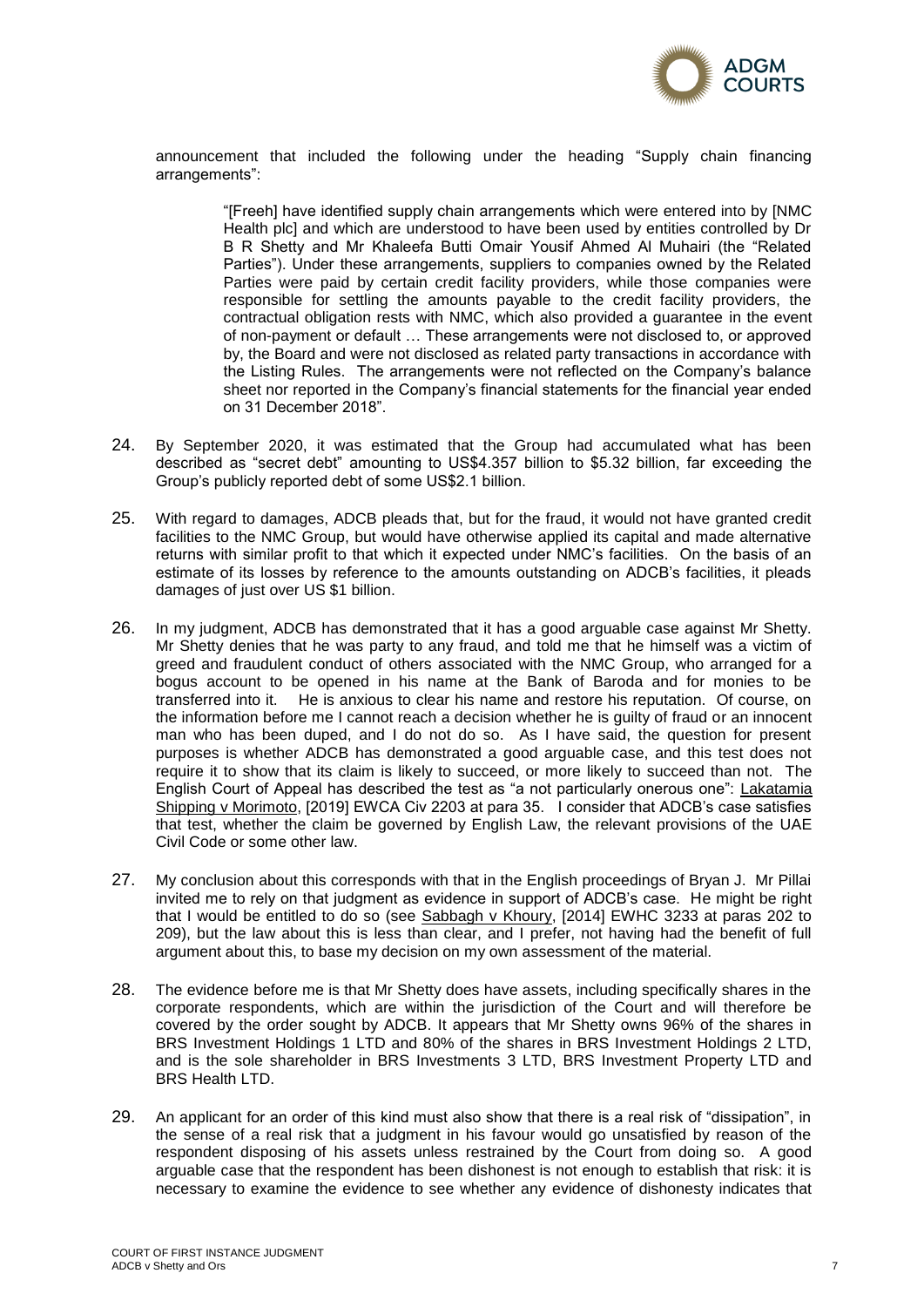announcement that included the following under the heading "Supply chain financing arrangements":

> "[Freeh] have identified supply chain arrangements which were entered into by [NMC Health plc] and which are understood to have been used by entities controlled by Dr B R Shetty and Mr Khaleefa Butti Omair Yousif Ahmed Al Muhairi (the "Related Parties"). Under these arrangements, suppliers to companies owned by the Related Parties were paid by certain credit facility providers, while those companies were responsible for settling the amounts payable to the credit facility providers, the contractual obligation rests with NMC, which also provided a guarantee in the event of non-payment or default … These arrangements were not disclosed to, or approved by, the Board and were not disclosed as related party transactions in accordance with the Listing Rules. The arrangements were not reflected on the Company's balance sheet nor reported in the Company's financial statements for the financial year ended on 31 December 2018".

24. By September 2020, it was estimated that the Group had accumulated what has been described as "secret debt" amounting to US$4.357 billion to $5.32 billion, far exceeding the Group's publicly reported debt of some US$2.1 billion.

25. With regard to damages, ADCB pleads that, but for the fraud, it would not have granted credit facilities to the NMC Group, but would have otherwise applied its capital and made alternative returns with similar profit to that which it expected under NMC's facilities. On the basis of an estimate of its losses by reference to the amounts outstanding on ADCB's facilities, it pleads damages of just over US $1 billion.

26. In my judgment, ADCB has demonstrated that it has a good arguable case against Mr Shetty. Mr Shetty denies that he was party to any fraud, and told me that he himself was a victim of greed and fraudulent conduct of others associated with the NMC Group, who arranged for a bogus account to be opened in his name at the Bank of Baroda and for monies to be transferred into it. He is anxious to clear his name and restore his reputation. Of course, on the information before me I cannot reach a decision whether he is guilty of fraud or an innocent man who has been duped, and I do not do so. As I have said, the question for present purposes is whether ADCB has demonstrated a good arguable case, and this test does not require it to show that its claim is likely to succeed, or more likely to succeed than not. The English Court of Appeal has described the test as "a not particularly onerous one": Lakatamia Shipping v Morimoto, [2019] EWCA Civ 2203 at para 35. I consider that ADCB's case satisfies that test, whether the claim be governed by English Law, the relevant provisions of the UAE Civil Code or some other law.

27. My conclusion about this corresponds with that in the English proceedings of Bryan J. Mr Pillai invited me to rely on that judgment as evidence in support of ADCB's case. He might be right that I would be entitled to do so (see Sabbagh v Khoury, [2014] EWHC 3233 at paras 202 to 209), but the law about this is less than clear, and I prefer, not having had the benefit of full argument about this, to base my decision on my own assessment of the material.

28. The evidence before me is that Mr Shetty does have assets, including specifically shares in the corporate respondents, which are within the jurisdiction of the Court and will therefore be covered by the order sought by ADCB. It appears that Mr Shetty owns 96% of the shares in BRS Investment Holdings 1 LTD and 80% of the shares in BRS Investment Holdings 2 LTD, and is the sole shareholder in BRS Investments 3 LTD, BRS Investment Property LTD and BRS Health LTD.

29. An applicant for an order of this kind must also show that there is a real risk of "dissipation", in the sense of a real risk that a judgment in his favour would go unsatisfied by reason of the respondent disposing of his assets unless restrained by the Court from doing so. A good arguable case that the respondent has been dishonest is not enough to establish that risk: it is necessary to examine the evidence to see whether any evidence of dishonesty indicates that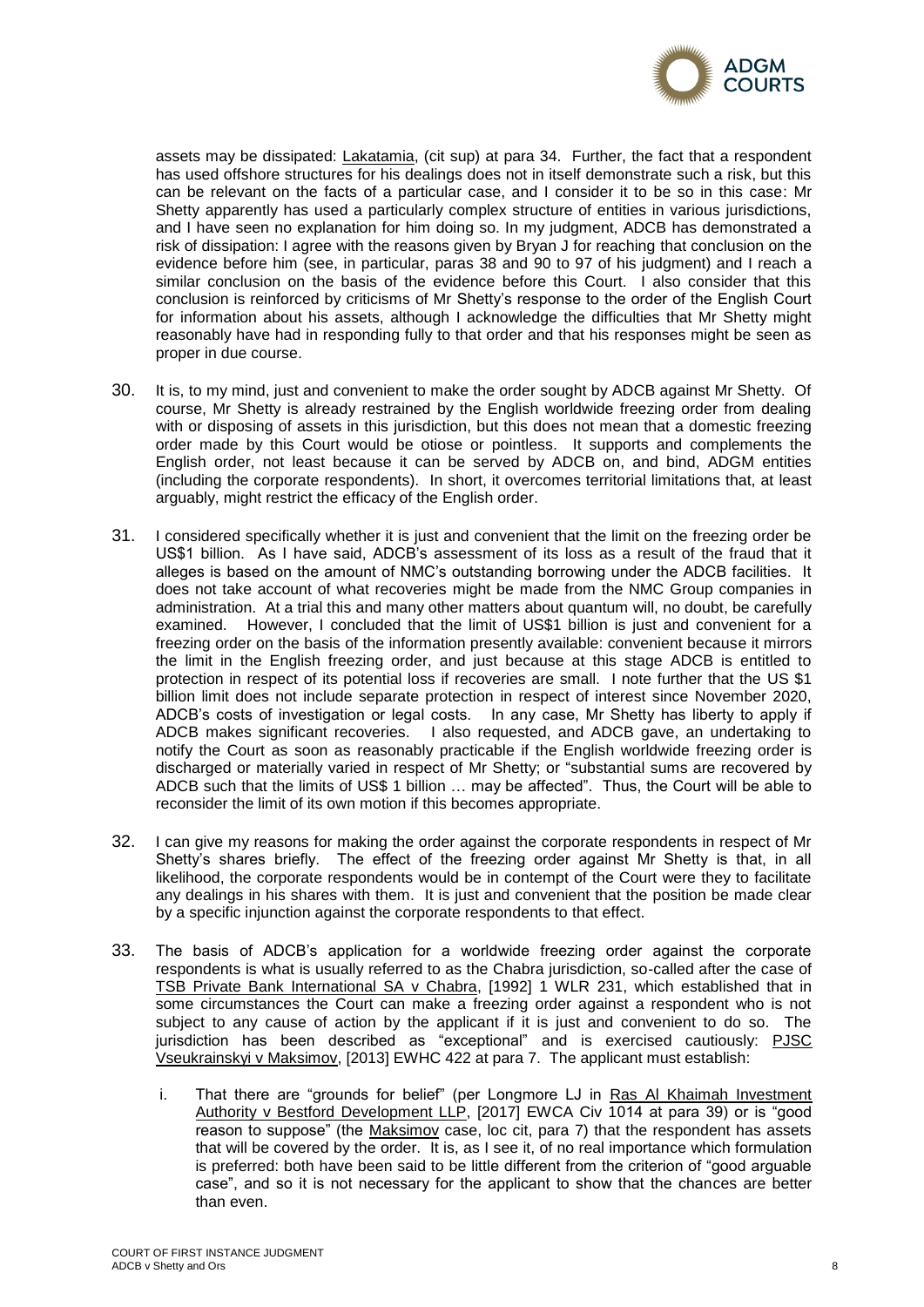assets may be dissipated: Lakatamia, (cit sup) at para 34. Further, the fact that a respondent has used offshore structures for his dealings does not in itself demonstrate such a risk, but this can be relevant on the facts of a particular case, and I consider it to be so in this case: Mr Shetty apparently has used a particularly complex structure of entities in various jurisdictions, and I have seen no explanation for him doing so. In my judgment, ADCB has demonstrated a risk of dissipation: I agree with the reasons given by Bryan J for reaching that conclusion on the evidence before him (see, in particular, paras 38 and 90 to 97 of his judgment) and I reach a similar conclusion on the basis of the evidence before this Court. I also consider that this conclusion is reinforced by criticisms of Mr Shetty's response to the order of the English Court for information about his assets, although I acknowledge the difficulties that Mr Shetty might reasonably have had in responding fully to that order and that his responses might be seen as proper in due course.

30. It is, to my mind, just and convenient to make the order sought by ADCB against Mr Shetty. Of course, Mr Shetty is already restrained by the English worldwide freezing order from dealing with or disposing of assets in this jurisdiction, but this does not mean that a domestic freezing order made by this Court would be otiose or pointless. It supports and complements the English order, not least because it can be served by ADCB on, and bind, ADGM entities (including the corporate respondents). In short, it overcomes territorial limitations that, at least arguably, might restrict the efficacy of the English order.

31. I considered specifically whether it is just and convenient that the limit on the freezing order be US$1 billion. As I have said, ADCB's assessment of its loss as a result of the fraud that it alleges is based on the amount of NMC's outstanding borrowing under the ADCB facilities. It does not take account of what recoveries might be made from the NMC Group companies in administration. At a trial this and many other matters about quantum will, no doubt, be carefully examined. However, I concluded that the limit of US$1 billion is just and convenient for a freezing order on the basis of the information presently available: convenient because it mirrors the limit in the English freezing order, and just because at this stage ADCB is entitled to protection in respect of its potential loss if recoveries are small. I note further that the US $1 billion limit does not include separate protection in respect of interest since November 2020, ADCB's costs of investigation or legal costs. In any case, Mr Shetty has liberty to apply if ADCB makes significant recoveries. I also requested, and ADCB gave, an undertaking to notify the Court as soon as reasonably practicable if the English worldwide freezing order is discharged or materially varied in respect of Mr Shetty; or "substantial sums are recovered by ADCB such that the limits of US$ 1 billion … may be affected". Thus, the Court will be able to reconsider the limit of its own motion if this becomes appropriate.

32. I can give my reasons for making the order against the corporate respondents in respect of Mr Shetty's shares briefly. The effect of the freezing order against Mr Shetty is that, in all likelihood, the corporate respondents would be in contempt of the Court were they to facilitate any dealings in his shares with them. It is just and convenient that the position be made clear by a specific injunction against the corporate respondents to that effect.

33. The basis of ADCB's application for a worldwide freezing order against the corporate respondents is what is usually referred to as the Chabra jurisdiction, so-called after the case of TSB Private Bank International SA v Chabra, [1992] 1 WLR 231, which established that in some circumstances the Court can make a freezing order against a respondent who is not subject to any cause of action by the applicant if it is just and convenient to do so. The jurisdiction has been described as "exceptional" and is exercised cautiously: PJSC Vseukrainskyi v Maksimov, [2013] EWHC 422 at para 7. The applicant must establish:

    i. That there are "grounds for belief" (per Longmore LJ in Ras Al Khaimah Investment Authority v Bestford Development LLP, [2017] EWCA Civ 1014 at para 39) or is "good reason to suppose" (the Maksimov case, loc cit, para 7) that the respondent has assets that will be covered by the order. It is, as I see it, of no real importance which formulation is preferred: both have been said to be little different from the criterion of "good arguable case", and so it is not necessary for the applicant to show that the chances are better than even.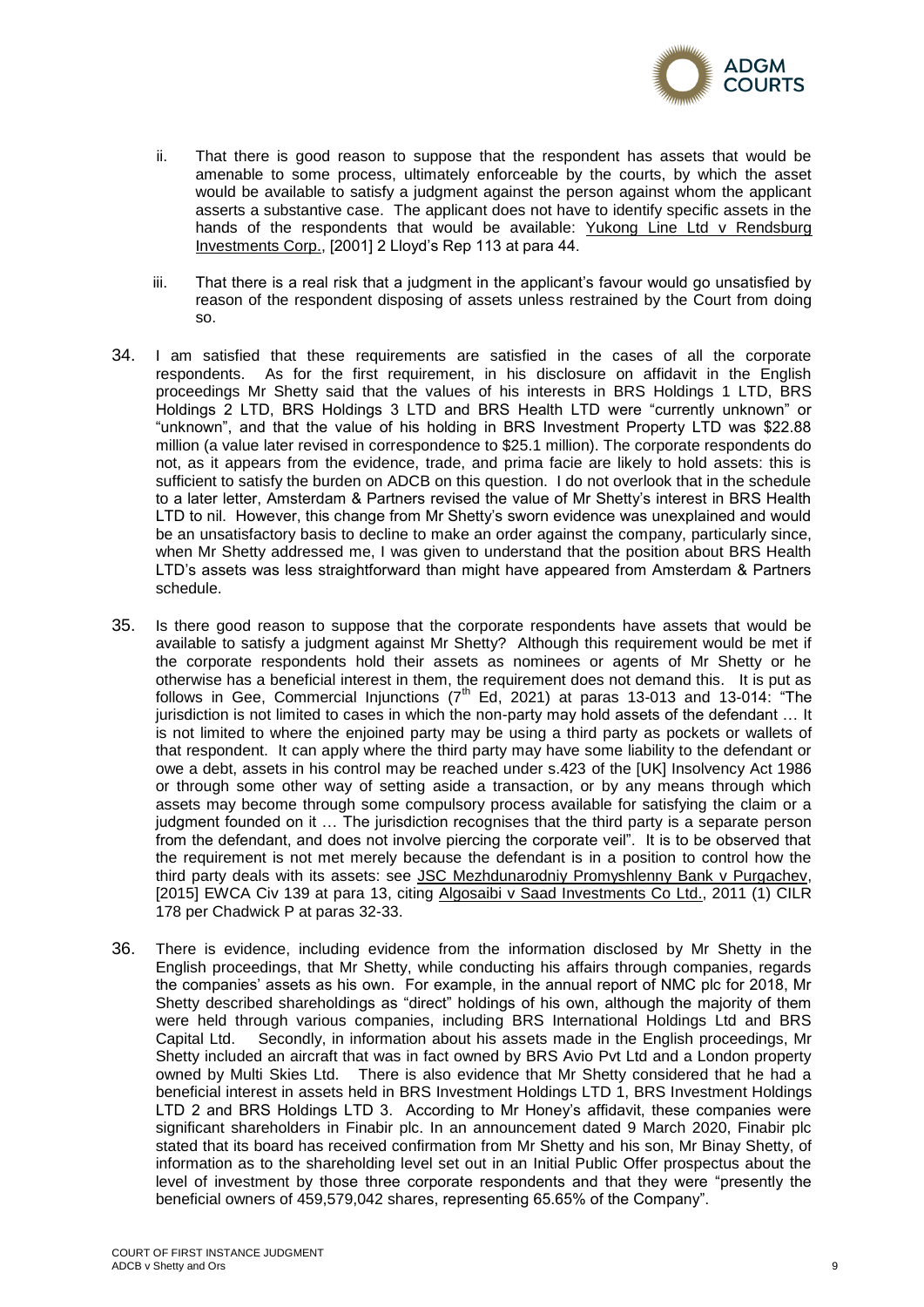ii. That there is good reason to suppose that the respondent has assets that would be amenable to some process, ultimately enforceable by the courts, by which the asset would be available to satisfy a judgment against the person against whom the applicant asserts a substantive case. The applicant does not have to identify specific assets in the hands of the respondents that would be available: Yukong Line Ltd v Rendsburg Investments Corp., [2001] 2 Lloyd's Rep 113 at para 44.

iii. That there is a real risk that a judgment in the applicant's favour would go unsatisfied by reason of the respondent disposing of assets unless restrained by the Court from doing so.

34. I am satisfied that these requirements are satisfied in the cases of all the corporate respondents. As for the first requirement, in his disclosure on affidavit in the English proceedings Mr Shetty said that the values of his interests in BRS Holdings 1 LTD, BRS Holdings 2 LTD, BRS Holdings 3 LTD and BRS Health LTD were "currently unknown" or "unknown", and that the value of his holding in BRS Investment Property LTD was $22.88 million (a value later revised in correspondence to $25.1 million). The corporate respondents do not, as it appears from the evidence, trade, and prima facie are likely to hold assets: this is sufficient to satisfy the burden on ADCB on this question. I do not overlook that in the schedule to a later letter, Amsterdam & Partners revised the value of Mr Shetty's interest in BRS Health LTD to nil. However, this change from Mr Shetty's sworn evidence was unexplained and would be an unsatisfactory basis to decline to make an order against the company, particularly since, when Mr Shetty addressed me, I was given to understand that the position about BRS Health LTD's assets was less straightforward than might have appeared from Amsterdam & Partners schedule.

35. Is there good reason to suppose that the corporate respondents have assets that would be available to satisfy a judgment against Mr Shetty? Although this requirement would be met if the corporate respondents hold their assets as nominees or agents of Mr Shetty or he otherwise has a beneficial interest in them, the requirement does not demand this. It is put as follows in Gee, Commercial Injunctions (7th Ed, 2021) at paras 13-013 and 13-014: "The jurisdiction is not limited to cases in which the non-party may hold assets of the defendant … It is not limited to where the enjoined party may be using a third party as pockets or wallets of that respondent. It can apply where the third party may have some liability to the defendant or owe a debt, assets in his control may be reached under s.423 of the [UK] Insolvency Act 1986 or through some other way of setting aside a transaction, or by any means through which assets may become through some compulsory process available for satisfying the claim or a judgment founded on it … The jurisdiction recognises that the third party is a separate person from the defendant, and does not involve piercing the corporate veil". It is to be observed that the requirement is not met merely because the defendant is in a position to control how the third party deals with its assets: see JSC Mezhdunarodniy Promyshlenny Bank v Purgachev, [2015] EWCA Civ 139 at para 13, citing Algosaibi v Saad Investments Co Ltd., 2011 (1) CILR 178 per Chadwick P at paras 32-33.

36. There is evidence, including evidence from the information disclosed by Mr Shetty in the English proceedings, that Mr Shetty, while conducting his affairs through companies, regards the companies' assets as his own. For example, in the annual report of NMC plc for 2018, Mr Shetty described shareholdings as "direct" holdings of his own, although the majority of them were held through various companies, including BRS International Holdings Ltd and BRS Capital Ltd. Secondly, in information about his assets made in the English proceedings, Mr Shetty included an aircraft that was in fact owned by BRS Avio Pvt Ltd and a London property owned by Multi Skies Ltd. There is also evidence that Mr Shetty considered that he had a beneficial interest in assets held in BRS Investment Holdings LTD 1, BRS Investment Holdings LTD 2 and BRS Holdings LTD 3. According to Mr Honey's affidavit, these companies were significant shareholders in Finabir plc. In an announcement dated 9 March 2020, Finabir plc stated that its board has received confirmation from Mr Shetty and his son, Mr Binay Shetty, of information as to the shareholding level set out in an Initial Public Offer prospectus about the level of investment by those three corporate respondents and that they were "presently the beneficial owners of 459,579,042 shares, representing 65.65% of the Company".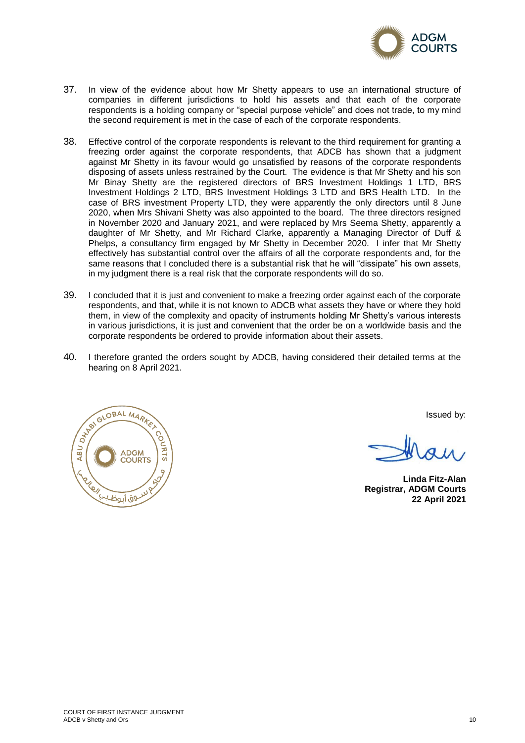37. In view of the evidence about how Mr Shetty appears to use an international structure of companies in different jurisdictions to hold his assets and that each of the corporate respondents is a holding company or "special purpose vehicle" and does not trade, to my mind the second requirement is met in the case of each of the corporate respondents.

38. Effective control of the corporate respondents is relevant to the third requirement for granting a freezing order against the corporate respondents, that ADCB has shown that a judgment against Mr Shetty in its favour would go unsatisfied by reasons of the corporate respondents disposing of assets unless restrained by the Court. The evidence is that Mr Shetty and his son Mr Binay Shetty are the registered directors of BRS Investment Holdings 1 LTD, BRS Investment Holdings 2 LTD, BRS Investment Holdings 3 LTD and BRS Health LTD. In the case of BRS investment Property LTD, they were apparently the only directors until 8 June 2020, when Mrs Shivani Shetty was also appointed to the board. The three directors resigned in November 2020 and January 2021, and were replaced by Mrs Seema Shetty, apparently a daughter of Mr Shetty, and Mr Richard Clarke, apparently a Managing Director of Duff & Phelps, a consultancy firm engaged by Mr Shetty in December 2020. I infer that Mr Shetty effectively has substantial control over the affairs of all the corporate respondents and, for the same reasons that I concluded there is a substantial risk that he will "dissipate" his own assets, in my judgment there is a real risk that the corporate respondents will do so.

39. I concluded that it is just and convenient to make a freezing order against each of the corporate respondents, and that, while it is not known to ADCB what assets they have or where they hold them, in view of the complexity and opacity of instruments holding Mr Shetty's various interests in various jurisdictions, it is just and convenient that the order be on a worldwide basis and the corporate respondents be ordered to provide information about their assets.

40. I therefore granted the orders sought by ADCB, having considered their detailed terms at the hearing on 8 April 2021.

Issued by:

**Linda Fitz-Alan**
**Registrar, ADGM Courts**
**22 April 2021**